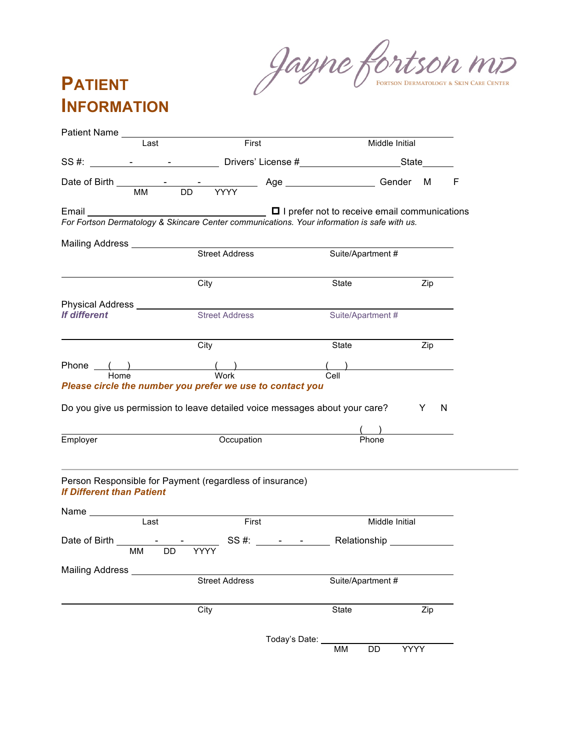Jayne Fortson MD

FORTSON DERMATOLOGY & SKIN CARE CENTER

# PATIENT INFORMATION

Patient Name ________________________________________________
Last First Middle Initial

SS #: ______-______-______ Drivers' License #__________________State______

Date of Birth ______-______-__________ Age _______________ Gender M F
MM DD YYYY

Email ______________________________ ☐ I prefer not to receive email communications

*For Fortson Dermatology & Skincare Center communications. Your information is safe with us.*

Mailing Address ________________________________________________
Street Address Suite/Apartment #

________________________________________________
City State Zip

Physical Address ________________________________________________
***If different*** Street Address Suite/Apartment #

________________________________________________
City State Zip

Phone ( ) ______________ ( ) ______________ ( ) ______________
Home Work Cell

***Please circle the number you prefer we use to contact you***

Do you give us permission to leave detailed voice messages about your care? Y N

________________________________________________ ( ) ______________
Employer Occupation Phone

---

Person Responsible for Payment (regardless of insurance)

***If Different than Patient***

Name ________________________________________________
Last First Middle Initial

Date of Birth ______-______-__________ SS #: ______-______-______ Relationship ____________
MM DD YYYY

Mailing Address ________________________________________________
Street Address Suite/Apartment #

________________________________________________
City State Zip

Today's Date: ____________________
MM DD YYYY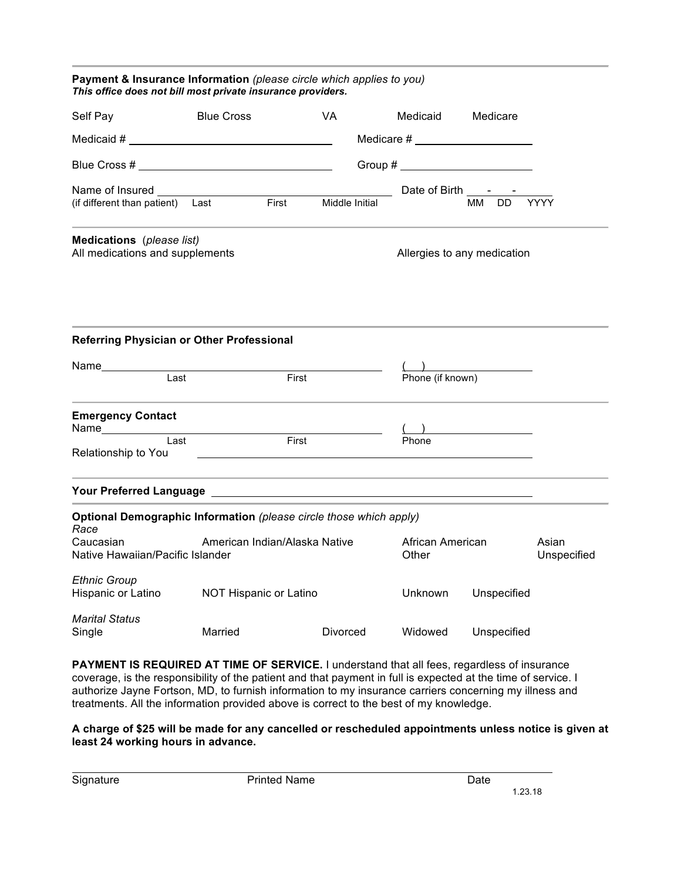**Payment & Insurance Information** *(please circle which applies to you)*
***This office does not bill most private insurance providers.***

Self Pay Blue Cross VA Medicaid Medicare

Medicaid # ______________________ Medicare # ______________________

Blue Cross # ______________________ Group # ______________________

Name of Insured ______________________ Date of Birth ___-___-______
(if different than patient) Last First Middle Initial MM DD YYYY

---

**Medications** (*please list*)
All medications and supplements

Allergies to any medication

---

**Referring Physician or Other Professional**

Name______________________ ( ) ______________________
Last First Phone (if known)

---

**Emergency Contact**
Name______________________ ( ) ______________________
Last First Phone
Relationship to You ______________________

---

**Your Preferred Language** ______________________

---

**Optional Demographic Information** *(please circle those which apply)*

*Race*
Caucasian American Indian/Alaska Native African American Asian
Native Hawaiian/Pacific Islander Other Unspecified

*Ethnic Group*
Hispanic or Latino NOT Hispanic or Latino Unknown Unspecified

*Marital Status*
Single Married Divorced Widowed Unspecified

**PAYMENT IS REQUIRED AT TIME OF SERVICE.** I understand that all fees, regardless of insurance coverage, is the responsibility of the patient and that payment in full is expected at the time of service. I authorize Jayne Fortson, MD, to furnish information to my insurance carriers concerning my illness and treatments. All the information provided above is correct to the best of my knowledge.

**A charge of $25 will be made for any cancelled or rescheduled appointments unless notice is given at least 24 working hours in advance.**

______________________________________________
Signature Printed Name Date

1.23.18